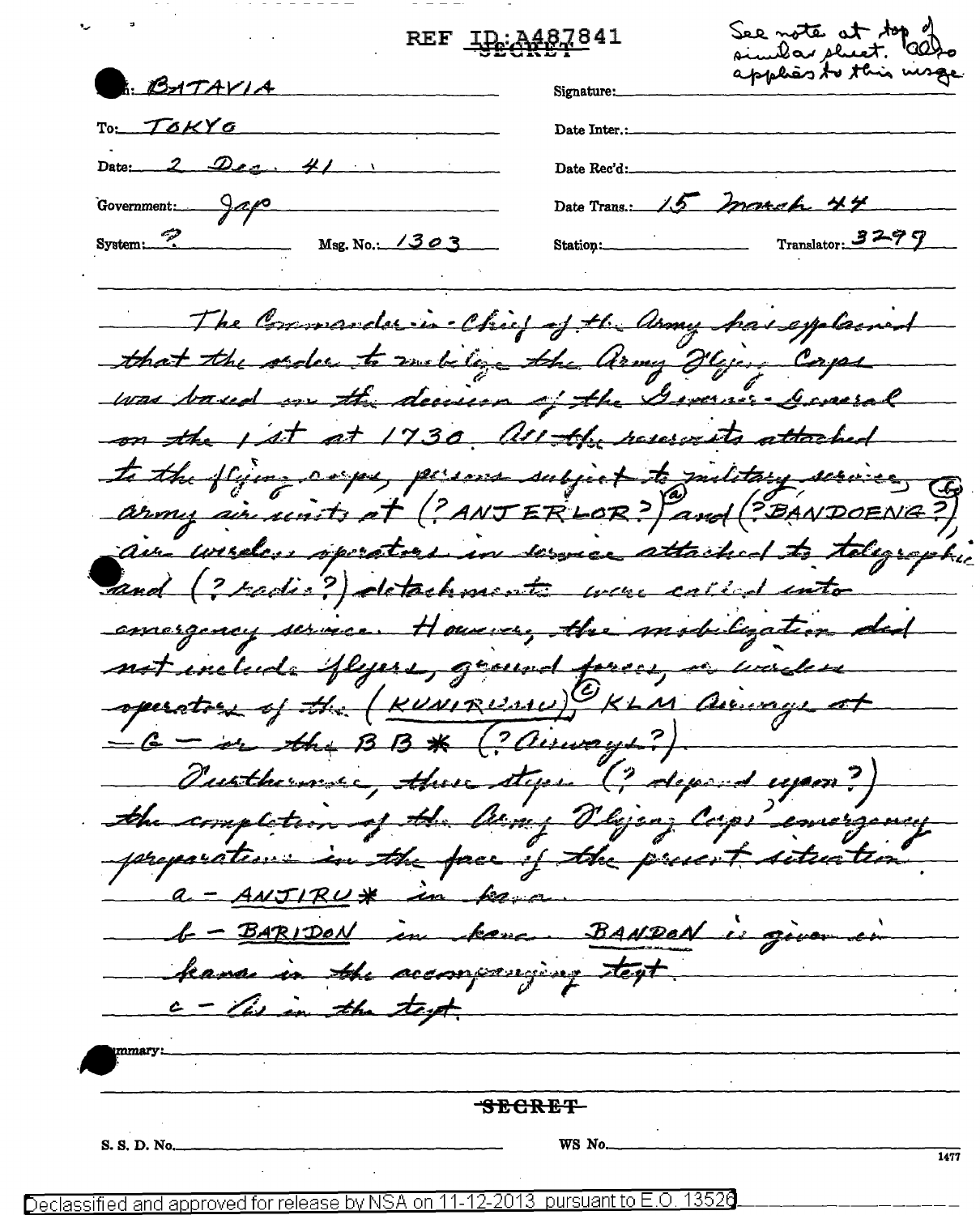REF ID:A487841

SECRET

See note at top of similar sheet. Also applies to this msge

From: BATAVIA

To: TOKYO

Date: 2 Dec. 41

Government: Jap

System: ?

Msg. No.: 1303

Signature:

Date Inter.:

Date Rec'd:

Date Trans.: 15 March 44

Station:

Translator: 3297

The Commander-in-Chief of the Army has explained that the order to mobilize the Army Flying Corps was based on the decision of the Governor-General on the 1st at 1730. All the reservists attached to the flying corps, persons subject to military service, army air units at (?ANJERLOR?)[a] and (?BANDOENG?)[b], air wireless operators in service attached to telegraphic and (?radio?) detachments were called into emergency service. However, the mobilization did not include flyers, ground forces, or wireless operators of the (KUNIRUNU)[c] KLM Airways at -G- or the B B * (?Airways?).

Furthermore, these steps (? depend upon?) the completion of the Army Flying Corps' emergency preparations in the face of the present situation.

a - ANJIRU * in kana.

b - BARIDON in kana. BANDON is given in kana in the accompanying text.

c - As in the text.

Summary:

SECRET

S. S. D. No.

WS No.

1477

Declassified and approved for release by NSA on 11-12-2013 pursuant to E.O. 13526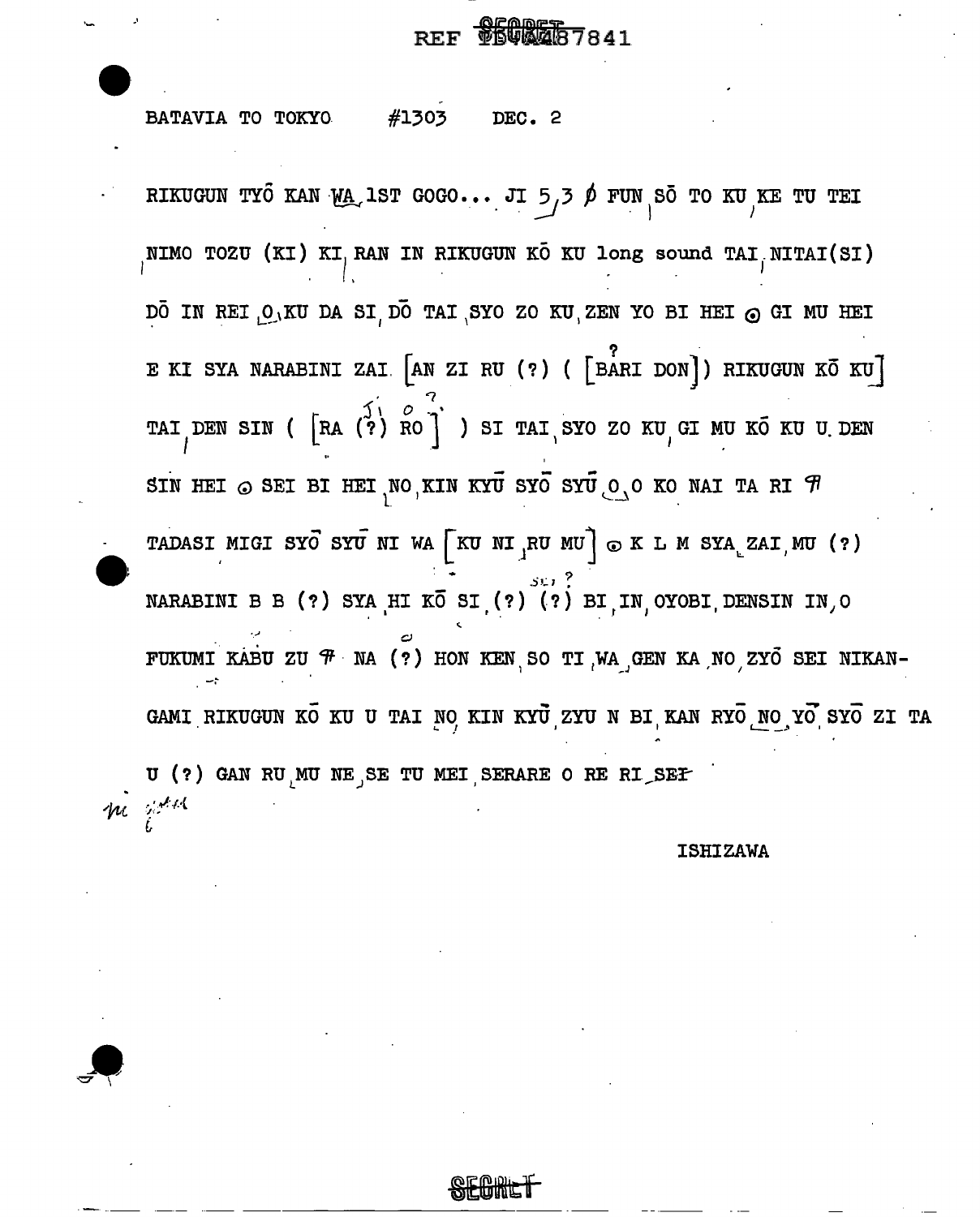REF SECRET 7841

BATAVIA TO TOKYO #1303 DEC. 2

RIKUGUN TYŌ KAN WA 1ST GOGO... JI 5,3 Ø FUN SŌ TO KU KE TU TEI

NIMO TOZU (KI) KI RAN IN RIKUGUN KŌ KU long sound TAI NITAI(SI)

DŌ IN REI O KU DA SI DŌ TAI SYO ZO KU ZEN YO BI HEI ⊙ GI MU HEI

E KI SYA NARABINI ZAI [AN ZI RU (?) ( [BARI DON]) RIKUGUN KŌ KU]

TAI DEN SIN ( [RA (?) RO] ) SI TAI SYO ZO KU GI MU KŌ KU U DEN

SIN HEI ⊙ SEI BI HEI NO KIN KYŪ SYŌ SYŪ O O KO NAI TA RI

TADASI MIGI SYŌ SYŪ NI WA [KU NI RU MU] ⊙ K L M SYA ZAI MU (?)

NARABINI B B (?) SYA HI KŌ SI (?) (?) BI IN OYOBI DENSIN IN O

FUKUMI KABU ZU NA (?) HON KEN SO TI WA GEN KA NO ZYŌ SEI NIKAN-

GAMI RIKUGUN KŌ KU U TAI NO KIN KYŪ ZYU N BI KAN RYŌ NO YŌ SYŌ ZI TA

U (?) GAN RU MU NE SE TU MEI SERARE O RE RI SEI

ISHIZAWA

SECRET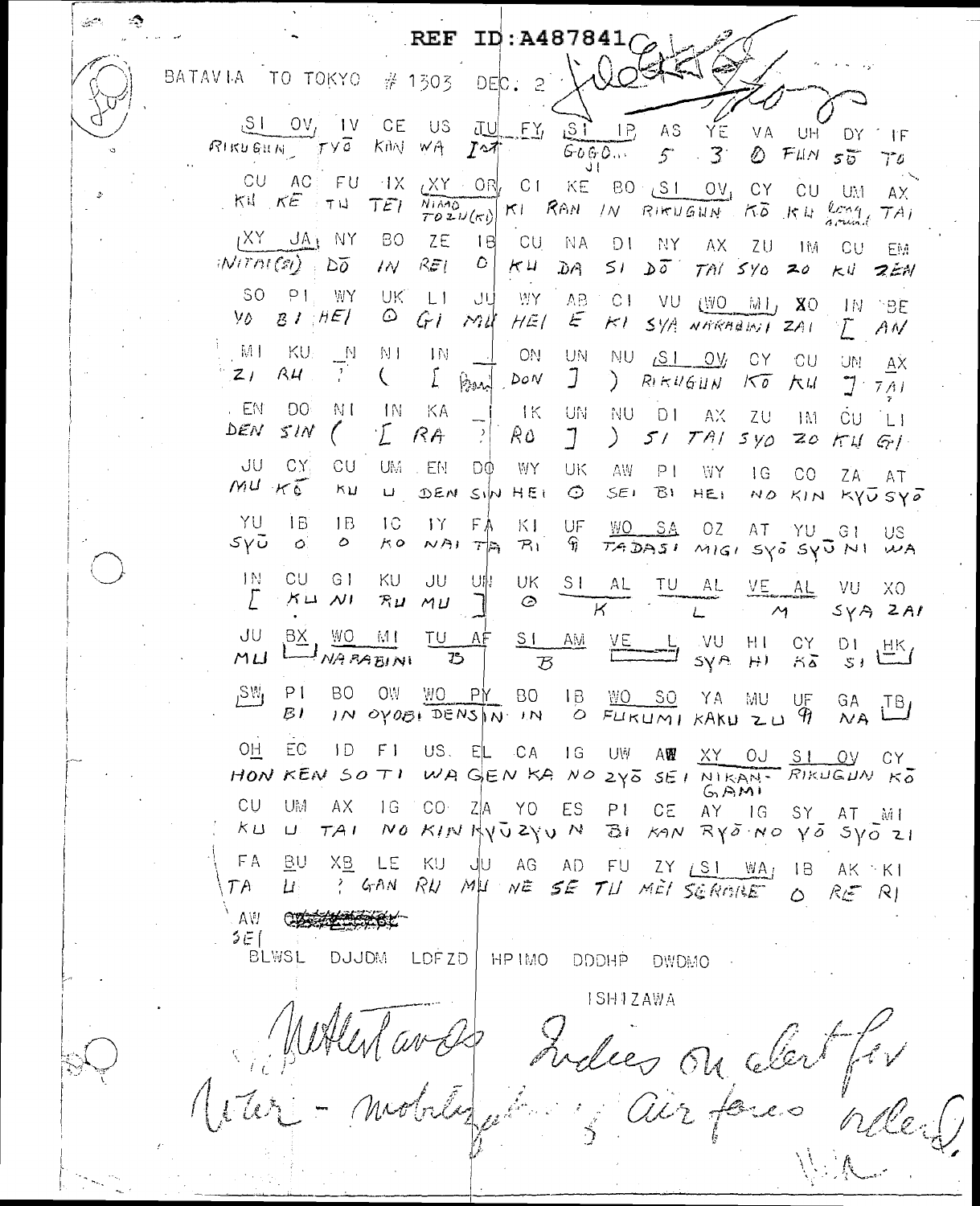REF ID:A487841

BATAVIA TO TOKYO # 1303 DEC. 2

SI OV IV CE US JU FY SI IP AS YE VA UH DY IF
RIKUGUN TYŌ KAN WA I^st GOGO... 5 3 0 FUN 5Ō TO
JI

CU AC FU IX XY OR CI KE BO SI OV CY CU UM AX
KU KE TU TEI NIMO TOZU(KI) KI RAN IN RIKUGUN KŌ KU long around TAI

XY JA NY BO ZE IB CU NA DI NY AX ZU IM CU EM
NITAI(SI) DŌ IN REI O KU DA SI DŌ TAI SYO ZO KU ZEN

SO PI WY UK LI JU WY AB CI VU WO MI XO IN BE
YO BI HEI ⊙ GI MU HEI E KI SYA NARABINI ZAI [ AN

MI KU N NI IN ON UN NU SI OV CY CU UM AX
ZI RU ? ( [ Ban DON ] ) RIKUGUN KŌ KU ] TAI ?

EN DO NI IN KA IK UN NU DI AX ZU IM CU LI
DEN SIN ( [ RA ? RO ] ) SI TAI SYO ZO KU GI

JU CY CU UM EN DO WY UK AW PI WY IG CO ZA AT
MU KŌ KU U DEN SIN HEI ⊙ SEI BI HEI NO KIN KYŪ SYŌ

YU IB IB IC IY FA KI UF WO SA OZ AT YU GI US
SYŪ O O KO NAI TA RI ¶ TADASI MIGI SYŌ SYŪ NI WA

IN CU GI KU JU UN UK SI AL TU AL VE AL VU XO
[ KU NI RU MU ] ⊙ K L M SYA ZAI

JU BX WO MI TU AF SI AM VE L VU HI CY DI HK
MU └─┘ NARABINI B B └─┘ SYA HI KŌ SI └─┘

SW PI BO OW WO PY BO IB WO SO YA MU UF GA TB
BI IN OYOBI DENSIN IN O FUKUMI KAKU ZU ¶ NA └─┘

OH EC ID FI US EL CA IG UW AW XY OJ SI OV CY
HON KEN SO TI WA GEN KA NO ZYŌ SEI NIKAN- GAMI RIKUGUN KŌ

CU UM AX IG CO ZA YO ES PI CE AY IG SY AT MI
KU U TAI NO KIN KYŪ ZYU N BI KAN RYŌ NO YŌ SYŌ ZI

FA BU XB LE KU JU AG AD FU ZY SI WA IB AK KI
TA U ? GAN RU MU NE SE TU MEI SERARE O RE RI

AW ~~[struck out]~~
SEI

BLWSL DJJDM LDFZD HPIMO DDDHP DWDMO

ISHIZAWA

Netherlands Indies on alert for
War - mobilization of air forces ordered.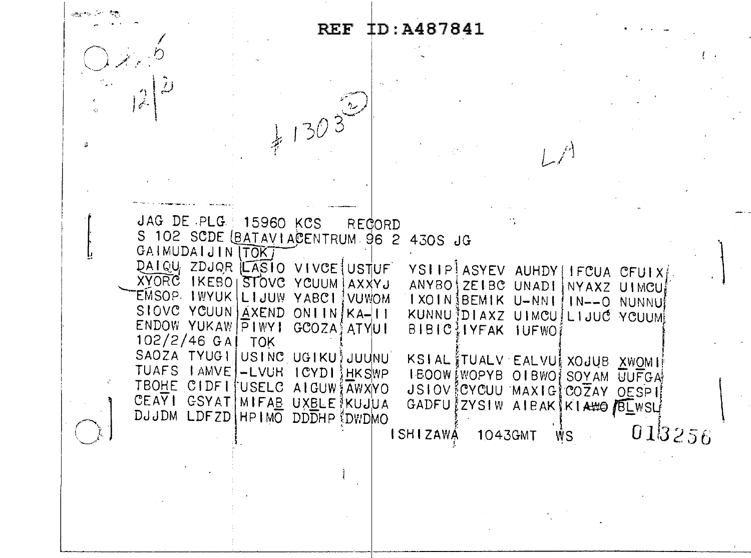REF ID:A487841

#1303

LA

```
JAG DE PLG 15960 KCS RECORD
S 102 SCDE BATAVIACENTRUM 96 2 430S JG
GAIMUDAIJIN TOK
DAIQU ZDJQR LASIO VIVCE USTUF YSIIP ASYEV AUHDY IFCUA CFUIX
XYORC IKEBO STOVC YCUUM AXXYJ ANYBO ZEIBC UNADI NYAXZ UIMCU
EMSOP IWYUK LIJUW YABCI VUWOM IXOIN BEMIK U-NNI IN--O NUNNU
SIOVC YCUUN AXEND ONIIN KA-II KUNNU DIAXZ UIMCU LIJUC YCUUM
ENDOW YUKAW PIWYI GCOZA ATYUI BIBIC IYFAK IUFWO
102/2/46 GAI TOK
SAOZA TYUGI USINC UGIKU JUUNU KSIAL TUALV EALVU XOJUB XWOMI
TUAFS IAMVE -LVUH ICYDI HKSWP IBOOW WOPYB OIBWO SOYAM UUFGA
TBOHE CIDFI USELC AIGUW AWXYO JSIOV CYCUU MAXIG COZAY OESPI
CEAYI GSYAT MIFAB UXBLE KUJUA GADFU ZYSIW AIBAK KIAWO BLWSL
DJJDM LDFZD HPIMO DDDHP DWDMO
ISHIZAWA 1043GMT WS
```

013256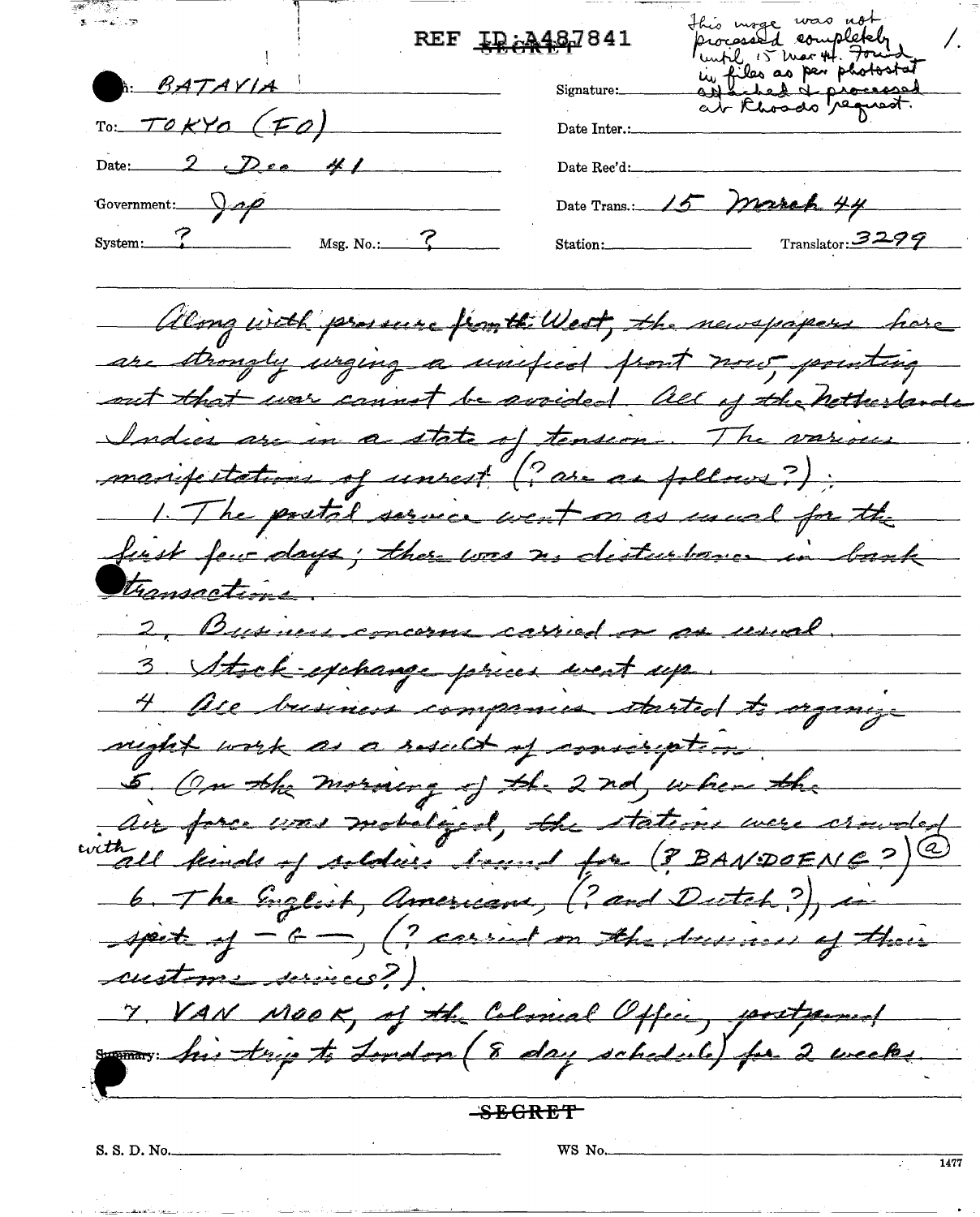REF ID:A487841

SECRET

This msge was not processed completely until 15 Mar 44. Found in files as per photostat attached & processed at Rhoads request.

1.

From: BATAVIA

To: TOKYO (FO)

Date: 2 Dec 41

Government: Jap

System: ?    Msg. No.: ?

Signature:

Date Inter.:

Date Rec'd:

Date Trans.: 15 March 44

Station:    Translator: 3299

Along with pressure from the West, the newspapers here are strongly urging a unified front now, pointing out that war cannot be avoided. All of the Netherlands Indies are in a state of tension. The various manifestations of unrest (? are as follows?):

1. The postal service went on as usual for the first few days; there was no disturbance in bank transactions.

2. Business concerns carried on as usual.

3. Stock-exchange prices went up.

4. All business companies started to organize night work as a result of conscription.

5. On the morning of the 2nd, when the air force was mobilized, the stations were crowded with all kinds of soldiers bound for (? BANDOENG ?) (a)

6. The English, Americans, (? and Dutch ?), in spite of — G —, (? carried on the business of their customs services ?).

7. VAN MOOK, of the Colonial Office, postponed his trip to London (8 day schedule) for 2 weeks.

Summary:

SECRET

S. S. D. No.

WS No.

1477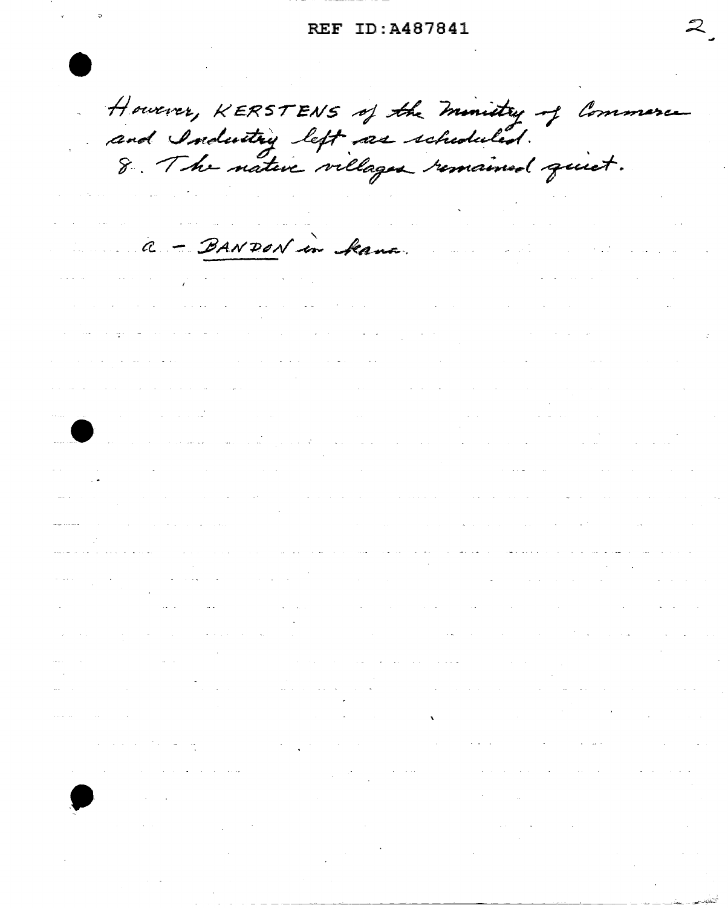However, KERSTENS of the Ministry of Commerce and Industry left as scheduled.

8. The native villages remained quiet.

a - BANDON in kana.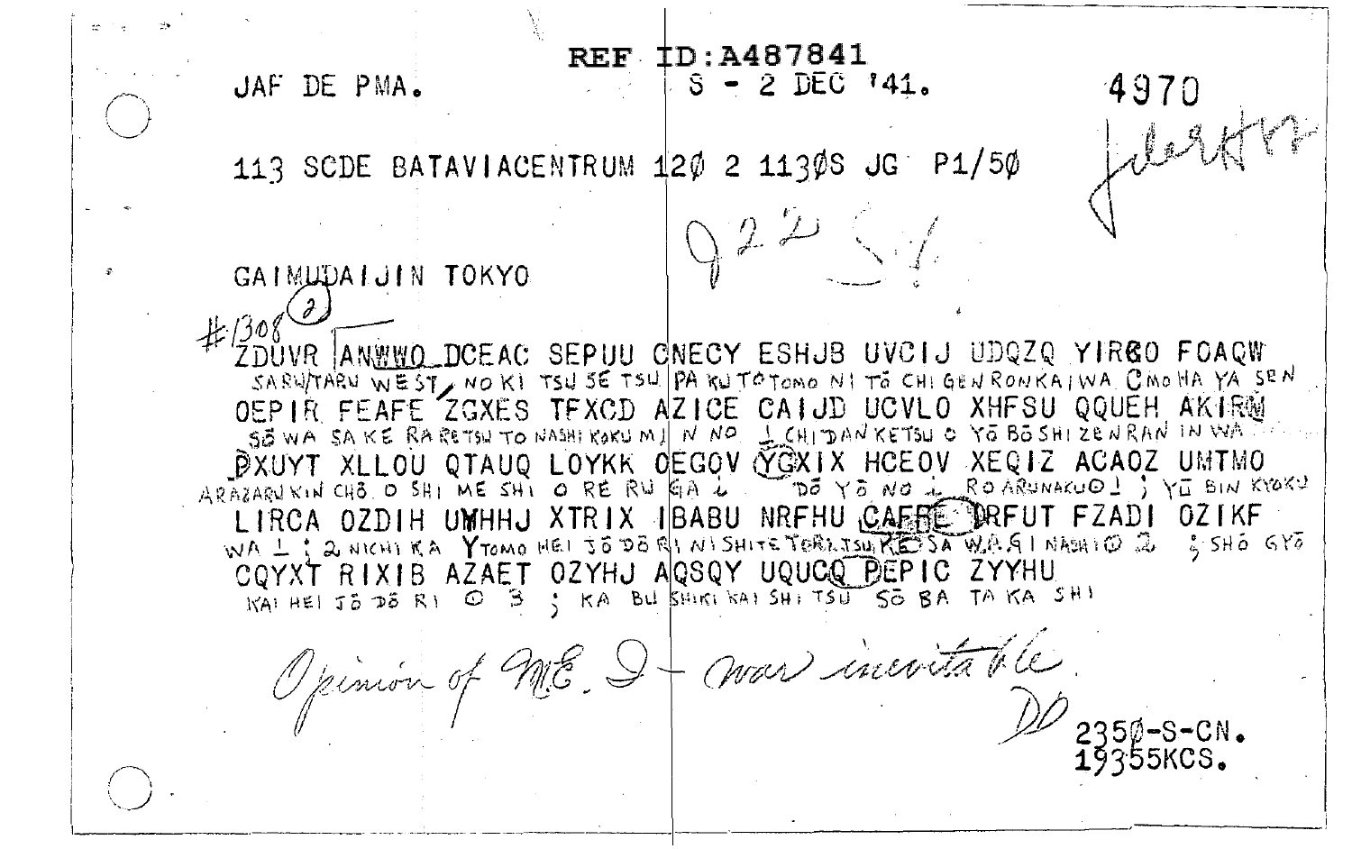REF ID:A487841

JAF DE PMA. S - 2 DEC '41.

4970

113 SCDE BATAVIACENTRUM 12Ø 2 113ØS JG P1/5Ø

922 S.I.

GAIMUDAIJIN TOKYO

(2)

#1308

ZDUVR ANWWO DCEAC SEPUU CNECY ESHJB UVCIJ UDQZQ YIRGO FCAQW
SARU/TARU WEST, NO KI TSU SE TSU PA KU TO TOMO NI TŌ CHI GEN RON KAI WA CMO HA YA SEN

OEPIR FEAFE ZGXES TFXCD AZICE CAIJD UCVLO XHFSU QQUEH AKIRM
SŌ WA SA KE RA RE TSU TO NASHI KOKU MI N NO ⊥ CHI DAN KETSU O YŌ BŌ SHI ZEN RAN IN WA

DXUYT XLLOU QTAUQ LOYKK OEGOV YGXIX HCEOV XEQIZ ACAOZ UMTMO
ARAZARU KIN CHŌ O SHI ME SHI O RE RU GA ⊥ DŌ YŌ NO ⊥ RO ARUNAKU O ⊥ ; YŪ BIN KYOKU

LIRCA OZDIH UWHHJ XTRIX IBABU NRFHU CAFRE DRFUT FZADI OZIKF
WA ⊥ ; 2 NICHI KA YTOMO HEI JŌ DŌ RI NI SHITE TORI TSU KE SA WA GI NASHI O 2 ; SHŌ GYŌ

CQYXT RIXIB AZAET OZYHJ AQSQY UQUCQ PEPIC ZYYHU
KAI HEI JŌ DŌ RI O 3 ; KA BU SHIKI KAI SHI TSU SŌ BA TA KA SHI

*Opinion of M.E.I. - war inevitable.*

DD

235Ø-S-CN.
19355KCS.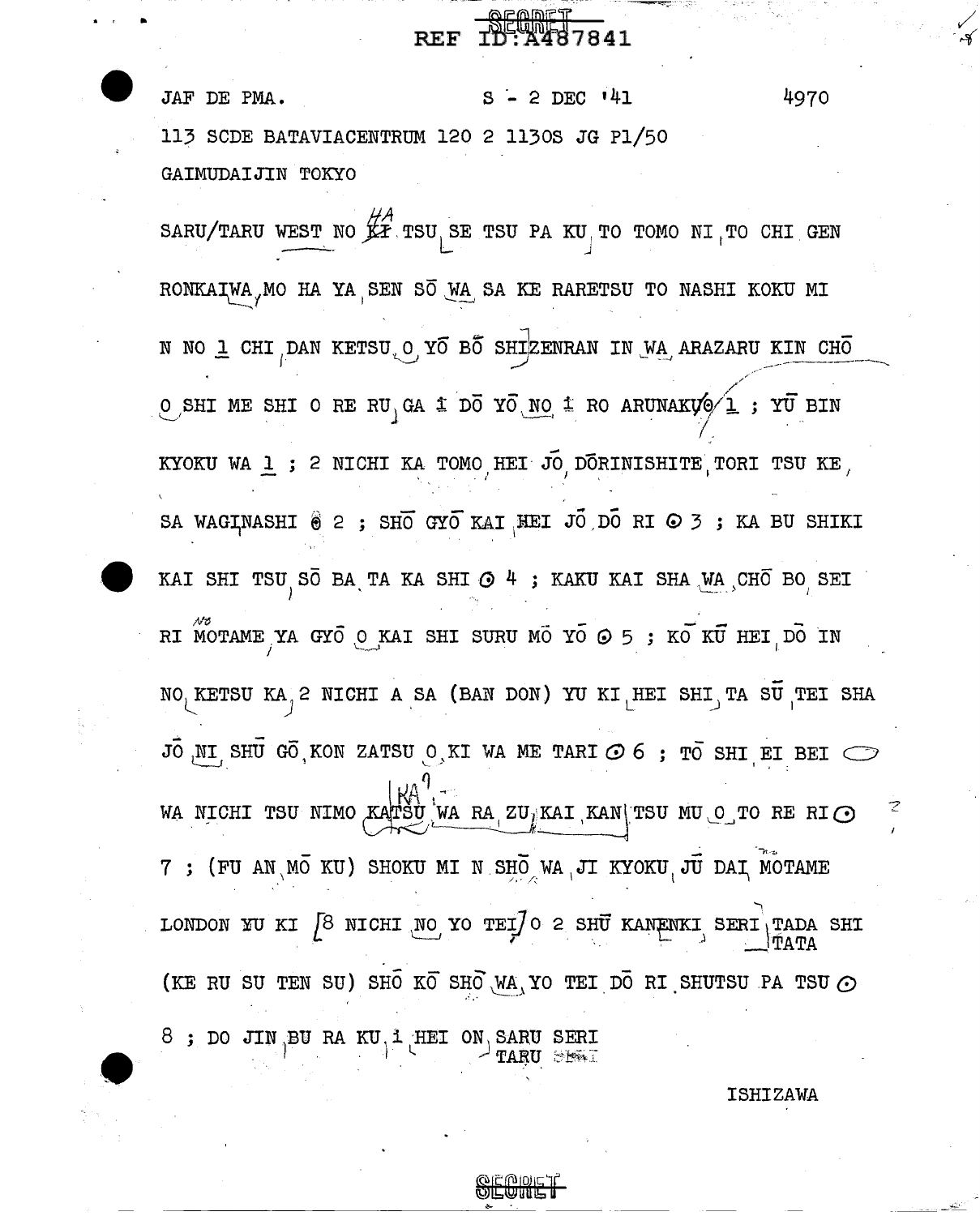SECRET

REF ID:A487841

JAF DE PMA. S - 2 DEC '41 4970

113 SCDE BATAVIACENTRUM 120 2 1130S JG P1/50

GAIMUDAIJIN TOKYO

SARU/TARU WEST NO HA TSU SE TSU PA KU TO TOMO NI TO CHI GEN RONKAIWA MO HA YA SEN SŌ WA SA KE RARETSU TO NASHI KOKU MI N NO 1 CHI DAN KETSU O YŌ BŌ SHIZENRAN IN WA ARAZARU KIN CHŌ O SHI ME SHI O RE RU GA i DŌ YŌ NO i RO ARUNAKU/1 ; YŪ BIN KYOKU WA 1 ; 2 NICHI KA TOMO HEI JŌ DŌRINISHITE TORI TSU KE SA WAGINASHI ⊙ 2 ; SHŌ GYŌ KAI HEI JŌ DŌ RI ⊙ 3 ; KA BU SHIKI KAI SHI TSU SŌ BA TA KA SHI ⊙ 4 ; KAKU KAI SHA WA CHŌ BO SEI RI MOTAME YA GYŌ O KAI SHI SURU MŌ YŌ ⊙ 5 ; KŌ KŪ HEI DŌ IN NO KETSU KA 2 NICHI A SA (BAN DON) YU KI HEI SHI TA SŪ TEI SHA JŌ NI SHŪ GŌ KON ZATSU O KI WA ME TARI ⊙ 6 ; TŌ SHI EI BEI ⊙ WA NICHI TSU NIMO KATSU WA RA ZU KAI KAN TSU MU O TO RE RI ⊙ 7 ; (FU AN MŌ KU) SHOKU MI N SHŌ WA JI KYOKU JŪ DAI MOTAME LONDON YU KI [8 NICHI NO YO TEI] O 2 SHŪ KANENKI SERI TADA SHI (KE RU SU TEN SU) SHŌ KŌ SHŌ WA YO TEI DŌ RI SHUTSU PA TSU ⊙ 8 ; DO JIN BU RA KU i HEI ON SARU SERI

ISHIZAWA

SECRET